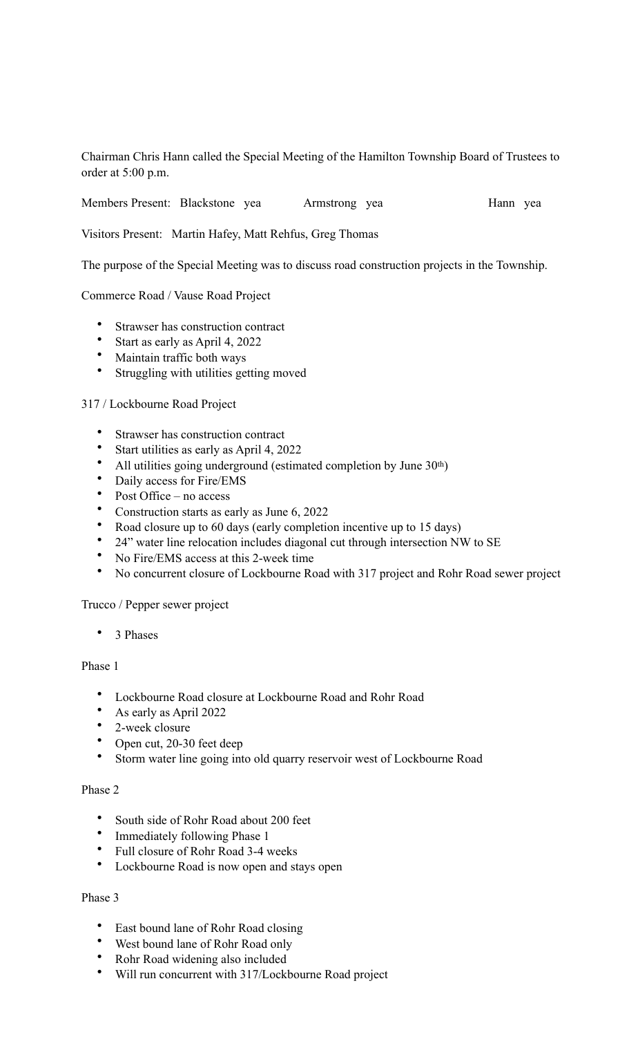Chairman Chris Hann called the Special Meeting of the Hamilton Township Board of Trustees to order at 5:00 p.m.

Members Present: Blackstone yea Armstrong yea Hann yea

Visitors Present: Martin Hafey, Matt Rehfus, Greg Thomas

The purpose of the Special Meeting was to discuss road construction projects in the Township.

Commerce Road / Vause Road Project

- Strawser has construction contract
- Start as early as April 4, 2022
- Maintain traffic both ways
- Struggling with utilities getting moved

317 / Lockbourne Road Project

- Strawser has construction contract
- Start utilities as early as April 4, 2022
- All utilities going underground (estimated completion by June 30th)
- Daily access for Fire/EMS
- Post Office – no access
- Construction starts as early as June 6, 2022
- Road closure up to 60 days (early completion incentive up to 15 days)
- 24" water line relocation includes diagonal cut through intersection NW to SE
- No Fire/EMS access at this 2-week time
- No concurrent closure of Lockbourne Road with 317 project and Rohr Road sewer project

Trucco / Pepper sewer project

- 3 Phases

Phase 1

- Lockbourne Road closure at Lockbourne Road and Rohr Road
- As early as April 2022
- 2-week closure
- Open cut, 20-30 feet deep
- Storm water line going into old quarry reservoir west of Lockbourne Road

Phase 2

- South side of Rohr Road about 200 feet
- Immediately following Phase 1
- Full closure of Rohr Road 3-4 weeks
- Lockbourne Road is now open and stays open

Phase 3

- East bound lane of Rohr Road closing
- West bound lane of Rohr Road only
- Rohr Road widening also included
- Will run concurrent with 317/Lockbourne Road project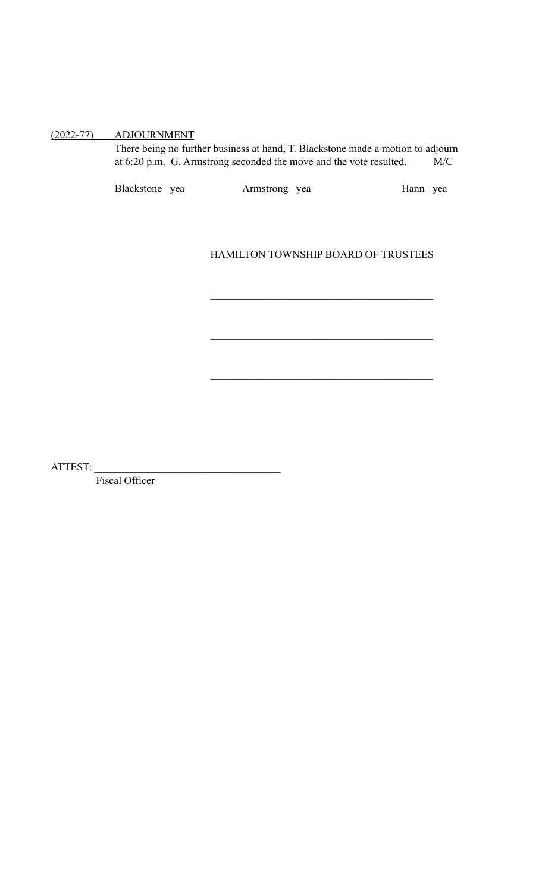(2022-77) ADJOURNMENT

There being no further business at hand, T. Blackstone made a motion to adjourn at 6:20 p.m. G. Armstrong seconded the move and the vote resulted. M/C

Blackstone yea Armstrong yea Hann yea

HAMILTON TOWNSHIP BOARD OF TRUSTEES

\_\_\_\_\_\_\_\_\_\_\_\_\_\_\_\_\_\_\_\_\_\_\_\_\_\_\_\_\_\_\_\_\_\_\_\_\_\_\_\_

\_\_\_\_\_\_\_\_\_\_\_\_\_\_\_\_\_\_\_\_\_\_\_\_\_\_\_\_\_\_\_\_\_\_\_\_\_\_\_\_

\_\_\_\_\_\_\_\_\_\_\_\_\_\_\_\_\_\_\_\_\_\_\_\_\_\_\_\_\_\_\_\_\_\_\_\_\_\_\_\_

ATTEST: \_\_\_\_\_\_\_\_\_\_\_\_\_\_\_\_\_\_\_\_\_\_\_\_\_\_\_\_\_\_\_\_\_\_

Fiscal Officer